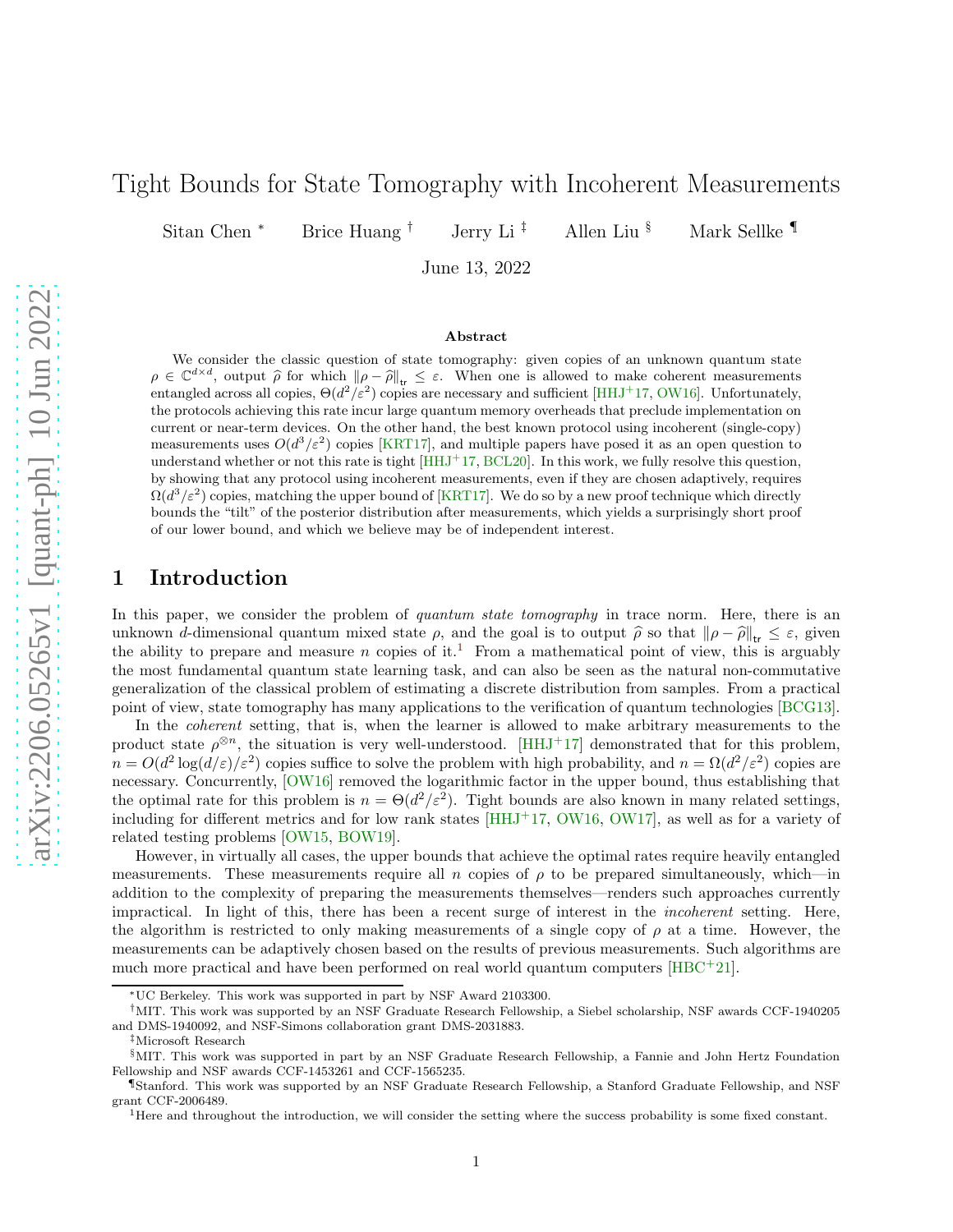# Tight Bounds for State Tomography with Incoherent Measurements

Sitan Chen [*] Brice Huang [†] Jerry Li [‡] Allen Liu [§] Mark Sellke [¶]

June 13, 2022

### Abstract

We consider the classic question of state tomography: given copies of an unknown quantum state $\rho \in \mathbb{C}^{d\times d}$, output $\widehat{\rho}$ for which $\|\rho - \widehat{\rho}\|_{\mathsf{tr}} \le \varepsilon$. When one is allowed to make coherent measurements entangled across all copies, $\Theta(d^2/\varepsilon^2)$ copies are necessary and sufficient [HHJ+17, OW16]. Unfortunately, the protocols achieving this rate incur large quantum memory overheads that preclude implementation on current or near-term devices. On the other hand, the best known protocol using incoherent (single-copy) measurements uses $O(d^3/\varepsilon^2)$ copies [KRT17], and multiple papers have posed it as an open question to understand whether or not this rate is tight [HHJ+17, BCL20]. In this work, we fully resolve this question, by showing that any protocol using incoherent measurements, even if they are chosen adaptively, requires $\Omega(d^3/\varepsilon^2)$ copies, matching the upper bound of [KRT17]. We do so by a new proof technique which directly bounds the "tilt" of the posterior distribution after measurements, which yields a surprisingly short proof of our lower bound, and which we believe may be of independent interest.

## 1 Introduction

In this paper, we consider the problem of *quantum state tomography* in trace norm. Here, there is an unknown $d$-dimensional quantum mixed state $\rho$, and the goal is to output $\widehat{\rho}$ so that $\|\rho - \widehat{\rho}\|_{\mathsf{tr}} \le \varepsilon$, given the ability to prepare and measure $n$ copies of it.[1] From a mathematical point of view, this is arguably the most fundamental quantum state learning task, and can also be seen as the natural non-commutative generalization of the classical problem of estimating a discrete distribution from samples. From a practical point of view, state tomography has many applications to the verification of quantum technologies [BCG13].

In the *coherent* setting, that is, when the learner is allowed to make arbitrary measurements to the product state $\rho^{\otimes n}$, the situation is very well-understood. [HHJ+17] demonstrated that for this problem, $n = O(d^2 \log(d/\varepsilon)/\varepsilon^2)$ copies suffice to solve the problem with high probability, and $n = \Omega(d^2/\varepsilon^2)$ copies are necessary. Concurrently, [OW16] removed the logarithmic factor in the upper bound, thus establishing that the optimal rate for this problem is $n = \Theta(d^2/\varepsilon^2)$. Tight bounds are also known in many related settings, including for different metrics and for low rank states [HHJ+17, OW16, OW17], as well as for a variety of related testing problems [OW15, BOW19].

However, in virtually all cases, the upper bounds that achieve the optimal rates require heavily entangled measurements. These measurements require all $n$ copies of $\rho$ to be prepared simultaneously, which—in addition to the complexity of preparing the measurements themselves—renders such approaches currently impractical. In light of this, there has been a recent surge of interest in the *incoherent* setting. Here, the algorithm is restricted to only making measurements of a single copy of $\rho$ at a time. However, the measurements can be adaptively chosen based on the results of previous measurements. Such algorithms are much more practical and have been performed on real world quantum computers [HBC+21].

---

[*] UC Berkeley. This work was supported in part by NSF Award 2103300.

[†] MIT. This work was supported by an NSF Graduate Research Fellowship, a Siebel scholarship, NSF awards CCF-1940205 and DMS-1940092, and NSF-Simons collaboration grant DMS-2031883.

[‡] Microsoft Research

[§] MIT. This work was supported in part by an NSF Graduate Research Fellowship, a Fannie and John Hertz Foundation Fellowship and NSF awards CCF-1453261 and CCF-1565235.

[¶] Stanford. This work was supported by an NSF Graduate Research Fellowship, a Stanford Graduate Fellowship, and NSF grant CCF-2006489.

[1] Here and throughout the introduction, we will consider the setting where the success probability is some fixed constant.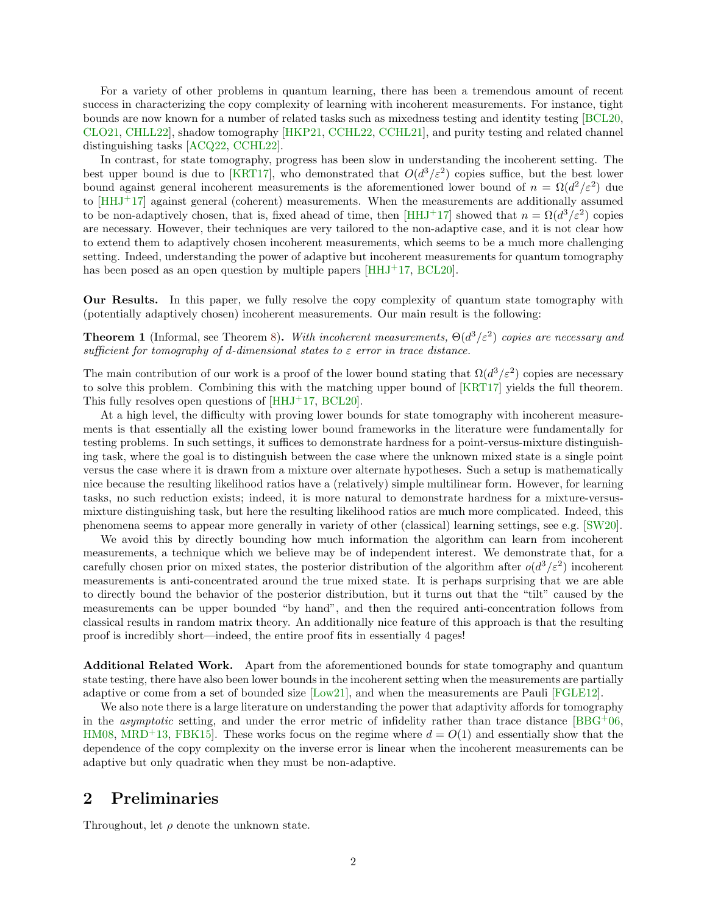For a variety of other problems in quantum learning, there has been a tremendous amount of recent success in characterizing the copy complexity of learning with incoherent measurements. For instance, tight bounds are now known for a number of related tasks such as mixedness testing and identity testing [BCL20, CLO21, CHLL22], shadow tomography [HKP21, CCHL22, CCHL21], and purity testing and related channel distinguishing tasks [ACQ22, CCHL22].

In contrast, for state tomography, progress has been slow in understanding the incoherent setting. The best upper bound is due to [KRT17], who demonstrated that $O(d^3/\varepsilon^2)$ copies suffice, but the best lower bound against general incoherent measurements is the aforementioned lower bound of $n = \Omega(d^2/\varepsilon^2)$ due to [HHJ+17] against general (coherent) measurements. When the measurements are additionally assumed to be non-adaptively chosen, that is, fixed ahead of time, then [HHJ+17] showed that $n = \Omega(d^3/\varepsilon^2)$ copies are necessary. However, their techniques are very tailored to the non-adaptive case, and it is not clear how to extend them to adaptively chosen incoherent measurements, which seems to be a much more challenging setting. Indeed, understanding the power of adaptive but incoherent measurements for quantum tomography has been posed as an open question by multiple papers [HHJ+17, BCL20].

**Our Results.** In this paper, we fully resolve the copy complexity of quantum state tomography with (potentially adaptively chosen) incoherent measurements. Our main result is the following:

**Theorem 1** (Informal, see Theorem 8)**.** *With incoherent measurements, $\Theta(d^3/\varepsilon^2)$ copies are necessary and sufficient for tomography of $d$-dimensional states to $\varepsilon$ error in trace distance.*

The main contribution of our work is a proof of the lower bound stating that $\Omega(d^3/\varepsilon^2)$ copies are necessary to solve this problem. Combining this with the matching upper bound of [KRT17] yields the full theorem. This fully resolves open questions of [HHJ+17, BCL20].

At a high level, the difficulty with proving lower bounds for state tomography with incoherent measurements is that essentially all the existing lower bound frameworks in the literature were fundamentally for testing problems. In such settings, it suffices to demonstrate hardness for a point-versus-mixture distinguishing task, where the goal is to distinguish between the case where the unknown mixed state is a single point versus the case where it is drawn from a mixture over alternate hypotheses. Such a setup is mathematically nice because the resulting likelihood ratios have a (relatively) simple multilinear form. However, for learning tasks, no such reduction exists; indeed, it is more natural to demonstrate hardness for a mixture-versus-mixture distinguishing task, but here the resulting likelihood ratios are much more complicated. Indeed, this phenomena seems to appear more generally in variety of other (classical) learning settings, see e.g. [SW20].

We avoid this by directly bounding how much information the algorithm can learn from incoherent measurements, a technique which we believe may be of independent interest. We demonstrate that, for a carefully chosen prior on mixed states, the posterior distribution of the algorithm after $o(d^3/\varepsilon^2)$ incoherent measurements is anti-concentrated around the true mixed state. It is perhaps surprising that we are able to directly bound the behavior of the posterior distribution, but it turns out that the "tilt" caused by the measurements can be upper bounded "by hand", and then the required anti-concentration follows from classical results in random matrix theory. An additionally nice feature of this approach is that the resulting proof is incredibly short—indeed, the entire proof fits in essentially 4 pages!

**Additional Related Work.** Apart from the aforementioned bounds for state tomography and quantum state testing, there have also been lower bounds in the incoherent setting when the measurements are partially adaptive or come from a set of bounded size [Low21], and when the measurements are Pauli [FGLE12].

We also note there is a large literature on understanding the power that adaptivity affords for tomography in the *asymptotic* setting, and under the error metric of infidelity rather than trace distance [BBG+06, HM08, MRD+13, FBK15]. These works focus on the regime where $d = O(1)$ and essentially show that the dependence of the copy complexity on the inverse error is linear when the incoherent measurements can be adaptive but only quadratic when they must be non-adaptive.

## 2 Preliminaries

Throughout, let $\rho$ denote the unknown state.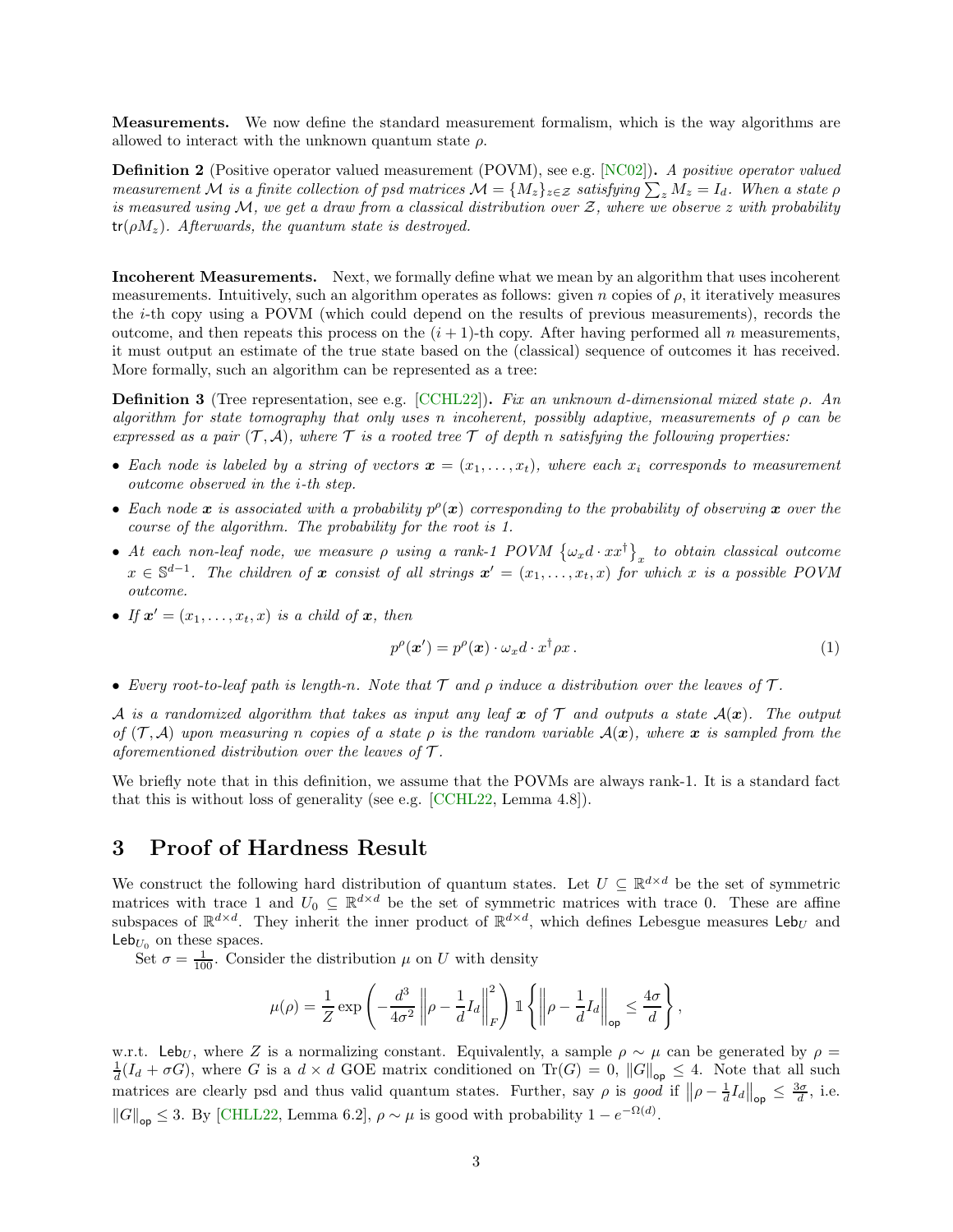**Measurements.** We now define the standard measurement formalism, which is the way algorithms are allowed to interact with the unknown quantum state $\rho$.

**Definition 2** (Positive operator valued measurement (POVM), see e.g. [NC02])**.** *A positive operator valued measurement $\mathcal{M}$ is a finite collection of psd matrices $\mathcal{M} = \{M_z\}_{z\in\mathcal{Z}}$ satisfying $\sum_z M_z = I_d$. When a state $\rho$ is measured using $\mathcal{M}$, we get a draw from a classical distribution over $\mathcal{Z}$, where we observe $z$ with probability $\mathsf{tr}(\rho M_z)$. Afterwards, the quantum state is destroyed.*

**Incoherent Measurements.** Next, we formally define what we mean by an algorithm that uses incoherent measurements. Intuitively, such an algorithm operates as follows: given $n$ copies of $\rho$, it iteratively measures the $i$-th copy using a POVM (which could depend on the results of previous measurements), records the outcome, and then repeats this process on the $(i+1)$-th copy. After having performed all $n$ measurements, it must output an estimate of the true state based on the (classical) sequence of outcomes it has received. More formally, such an algorithm can be represented as a tree:

**Definition 3** (Tree representation, see e.g. [CCHL22])**.** *Fix an unknown $d$-dimensional mixed state $\rho$. An algorithm for state tomography that only uses $n$ incoherent, possibly adaptive, measurements of $\rho$ can be expressed as a pair $(\mathcal{T}, \mathcal{A})$, where $\mathcal{T}$ is a rooted tree $\mathcal{T}$ of depth $n$ satisfying the following properties:*

- *Each node is labeled by a string of vectors $\boldsymbol{x} = (x_1, \ldots, x_t)$, where each $x_i$ corresponds to measurement outcome observed in the $i$-th step.*
- *Each node $\boldsymbol{x}$ is associated with a probability $p^\rho(\boldsymbol{x})$ corresponding to the probability of observing $\boldsymbol{x}$ over the course of the algorithm. The probability for the root is 1.*
- *At each non-leaf node, we measure $\rho$ using a rank-1 POVM $\left\{\omega_x d \cdot xx^\dagger\right\}_x$ to obtain classical outcome $x \in \mathbb{S}^{d-1}$. The children of $\boldsymbol{x}$ consist of all strings $\boldsymbol{x}' = (x_1, \ldots, x_t, x)$ for which $x$ is a possible POVM outcome.*
- *If $\boldsymbol{x}' = (x_1, \ldots, x_t, x)$ is a child of $\boldsymbol{x}$, then*
$$p^\rho(\boldsymbol{x}') = p^\rho(\boldsymbol{x}) \cdot \omega_x d \cdot x^\dagger \rho x\,. \tag{1}$$
- *Every root-to-leaf path is length-$n$. Note that $\mathcal{T}$ and $\rho$ induce a distribution over the leaves of $\mathcal{T}$.*

*$\mathcal{A}$ is a randomized algorithm that takes as input any leaf $\boldsymbol{x}$ of $\mathcal{T}$ and outputs a state $\mathcal{A}(\boldsymbol{x})$. The output of $(\mathcal{T}, \mathcal{A})$ upon measuring $n$ copies of a state $\rho$ is the random variable $\mathcal{A}(\boldsymbol{x})$, where $\boldsymbol{x}$ is sampled from the aforementioned distribution over the leaves of $\mathcal{T}$.*

We briefly note that in this definition, we assume that the POVMs are always rank-1. It is a standard fact that this is without loss of generality (see e.g. [CCHL22, Lemma 4.8]).

# 3 Proof of Hardness Result

We construct the following hard distribution of quantum states. Let $U \subseteq \mathbb{R}^{d\times d}$ be the set of symmetric matrices with trace 1 and $U_0 \subseteq \mathbb{R}^{d\times d}$ be the set of symmetric matrices with trace 0. These are affine subspaces of $\mathbb{R}^{d\times d}$. They inherit the inner product of $\mathbb{R}^{d\times d}$, which defines Lebesgue measures $\mathsf{Leb}_U$ and $\mathsf{Leb}_{U_0}$ on these spaces.

Set $\sigma = \frac{1}{100}$. Consider the distribution $\mu$ on $U$ with density

$$\mu(\rho) = \frac{1}{Z} \exp\left(-\frac{d^3}{4\sigma^2}\left\|\rho - \frac{1}{d}I_d\right\|_F^2\right) \mathbb{1}\left\{\left\|\rho - \frac{1}{d}I_d\right\|_{\mathsf{op}} \le \frac{4\sigma}{d}\right\},$$

w.r.t. $\mathsf{Leb}_U$, where $Z$ is a normalizing constant. Equivalently, a sample $\rho \sim \mu$ can be generated by $\rho = \frac{1}{d}(I_d + \sigma G)$, where $G$ is a $d \times d$ GOE matrix conditioned on $\mathrm{Tr}(G) = 0$, $\|G\|_{\mathsf{op}} \le 4$. Note that all such matrices are clearly psd and thus valid quantum states. Further, say $\rho$ is *good* if $\left\|\rho - \frac{1}{d}I_d\right\|_{\mathsf{op}} \le \frac{3\sigma}{d}$, i.e. $\|G\|_{\mathsf{op}} \le 3$. By [CHLL22, Lemma 6.2], $\rho \sim \mu$ is good with probability $1 - e^{-\Omega(d)}$.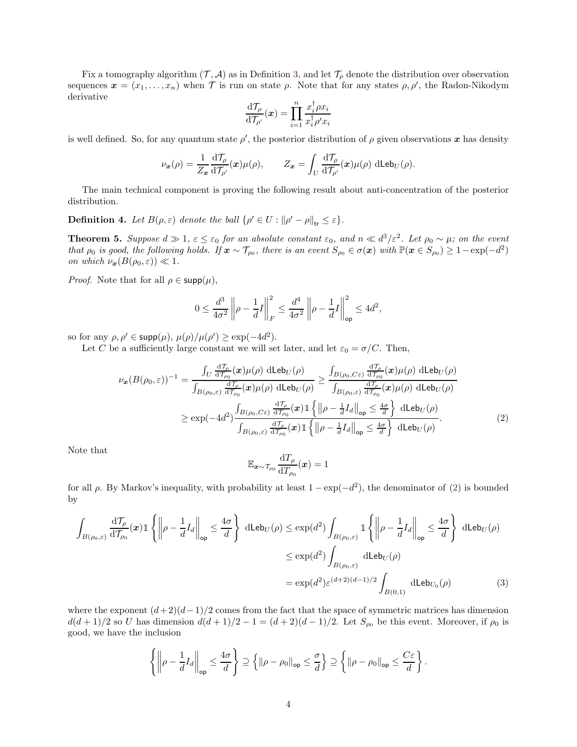Fix a tomography algorithm $(\mathcal{T}, \mathcal{A})$ as in Definition 3, and let $\mathcal{T}_\rho$ denote the distribution over observation sequences $\boldsymbol{x} = (x_1, \ldots, x_n)$ when $\mathcal{T}$ is run on state $\rho$. Note that for any states $\rho, \rho'$, the Radon-Nikodym derivative

$$\frac{\mathrm{d}\mathcal{T}_\rho}{\mathrm{d}\mathcal{T}_{\rho'}}(\boldsymbol{x}) = \prod_{i=1}^n \frac{x_i^\dagger \rho x_i}{x_i^\dagger \rho' x_i}$$

is well defined. So, for any quantum state $\rho'$, the posterior distribution of $\rho$ given observations $\boldsymbol{x}$ has density

$$\nu_{\boldsymbol{x}}(\rho) = \frac{1}{Z_{\boldsymbol{x}}} \frac{\mathrm{d}\mathcal{T}_\rho}{\mathrm{d}\mathcal{T}_{\rho'}}(\boldsymbol{x}) \mu(\rho), \qquad Z_{\boldsymbol{x}} = \int_U \frac{\mathrm{d}\mathcal{T}_\rho}{\mathrm{d}\mathcal{T}_{\rho'}}(\boldsymbol{x}) \mu(\rho) \ \mathrm{dLeb}_U(\rho).$$

The main technical component is proving the following result about anti-concentration of the posterior distribution.

**Definition 4.** *Let $B(\rho, \varepsilon)$ denote the ball $\{\rho' \in U : \|\rho' - \rho\|_{\mathsf{tr}} \le \varepsilon\}$.*

**Theorem 5.** *Suppose $d \gg 1$, $\varepsilon \le \varepsilon_0$ for an absolute constant $\varepsilon_0$, and $n \ll d^3/\varepsilon^2$. Let $\rho_0 \sim \mu$; on the event that $\rho_0$ is good, the following holds. If $\boldsymbol{x} \sim \mathcal{T}_{\rho_0}$, there is an event $S_{\rho_0} \in \sigma(\boldsymbol{x})$ with $\mathbb{P}(\boldsymbol{x} \in S_{\rho_0}) \ge 1 - \exp(-d^2)$ on which $\nu_{\boldsymbol{x}}(B(\rho_0, \varepsilon)) \ll 1$.*

*Proof.* Note that for all $\rho \in \mathsf{supp}(\mu)$,

$$0 \le \frac{d^3}{4\sigma^2} \left\| \rho - \frac{1}{d} I \right\|_F^2 \le \frac{d^4}{4\sigma^2} \left\| \rho - \frac{1}{d} I \right\|_{\mathsf{op}}^2 \le 4d^2,$$

so for any $\rho, \rho' \in \mathsf{supp}(\mu)$, $\mu(\rho)/\mu(\rho') \ge \exp(-4d^2)$.

Let $C$ be a sufficiently large constant we will set later, and let $\varepsilon_0 = \sigma/C$. Then,

$$\begin{aligned}
\nu_{\boldsymbol{x}}(B(\rho_0, \varepsilon))^{-1} &= \frac{\int_U \frac{\mathrm{d}\mathcal{T}_\rho}{\mathrm{d}\mathcal{T}_{\rho_0}}(\boldsymbol{x}) \mu(\rho) \ \mathrm{dLeb}_U(\rho)}{\int_{B(\rho_0,\varepsilon)} \frac{\mathrm{d}\mathcal{T}_\rho}{\mathrm{d}\mathcal{T}_{\rho_0}}(\boldsymbol{x}) \mu(\rho) \ \mathrm{dLeb}_U(\rho)} \ge \frac{\int_{B(\rho_0,C\varepsilon)} \frac{\mathrm{d}\mathcal{T}_\rho}{\mathrm{d}\mathcal{T}_{\rho_0}}(\boldsymbol{x}) \mu(\rho) \ \mathrm{dLeb}_U(\rho)}{\int_{B(\rho_0,\varepsilon)} \frac{\mathrm{d}\mathcal{T}_\rho}{\mathrm{d}\mathcal{T}_{\rho_0}}(\boldsymbol{x}) \mu(\rho) \ \mathrm{dLeb}_U(\rho)} \\
&\ge \exp(-4d^2) \frac{\int_{B(\rho_0,C\varepsilon)} \frac{\mathrm{d}\mathcal{T}_\rho}{\mathrm{d}\mathcal{T}_{\rho_0}}(\boldsymbol{x}) \mathbb{1}\left\{ \left\| \rho - \frac{1}{d} I_d \right\|_{\mathsf{op}} \le \frac{4\sigma}{d} \right\} \ \mathrm{dLeb}_U(\rho)}{\int_{B(\rho_0,\varepsilon)} \frac{\mathrm{d}\mathcal{T}_\rho}{\mathrm{d}\mathcal{T}_{\rho_0}}(\boldsymbol{x}) \mathbb{1}\left\{ \left\| \rho - \frac{1}{d} I_d \right\|_{\mathsf{op}} \le \frac{4\sigma}{d} \right\} \ \mathrm{dLeb}_U(\rho)}.
\end{aligned} \tag{2}$$

Note that

$$\mathbb{E}_{\boldsymbol{x} \sim \mathcal{T}_{\rho_0}} \frac{\mathrm{d}T_\rho}{\mathrm{d}T_{\rho_0}}(\boldsymbol{x}) = 1$$

for all $\rho$. By Markov's inequality, with probability at least $1 - \exp(-d^2)$, the denominator of (2) is bounded by

$$\begin{aligned}
\int_{B(\rho_0,\varepsilon)} \frac{\mathrm{d}\mathcal{T}_\rho}{\mathrm{d}\mathcal{T}_{\rho_0}}(\boldsymbol{x}) \mathbb{1}\left\{ \left\| \rho - \frac{1}{d} I_d \right\|_{\mathsf{op}} \le \frac{4\sigma}{d} \right\} \ \mathrm{dLeb}_U(\rho) &\le \exp(d^2) \int_{B(\rho_0,\varepsilon)} \mathbb{1}\left\{ \left\| \rho - \frac{1}{d} I_d \right\|_{\mathsf{op}} \le \frac{4\sigma}{d} \right\} \ \mathrm{dLeb}_U(\rho) \\
&\le \exp(d^2) \int_{B(\rho_0,\varepsilon)} \mathrm{dLeb}_U(\rho) \\
&= \exp(d^2) \varepsilon^{(d+2)(d-1)/2} \int_{B(0,1)} \mathrm{dLeb}_{U_0}(\rho)
\end{aligned} \tag{3}$$

where the exponent $(d+2)(d-1)/2$ comes from the fact that the space of symmetric matrices has dimension $d(d+1)/2$ so $U$ has dimension $d(d+1)/2 - 1 = (d+2)(d-1)/2$. Let $S_{\rho_0}$ be this event. Moreover, if $\rho_0$ is good, we have the inclusion

$$\left\{ \left\| \rho - \frac{1}{d} I_d \right\|_{\mathsf{op}} \le \frac{4\sigma}{d} \right\} \supseteq \left\{ \|\rho - \rho_0\|_{\mathsf{op}} \le \frac{\sigma}{d} \right\} \supseteq \left\{ \|\rho - \rho_0\|_{\mathsf{op}} \le \frac{C\varepsilon}{d} \right\}.$$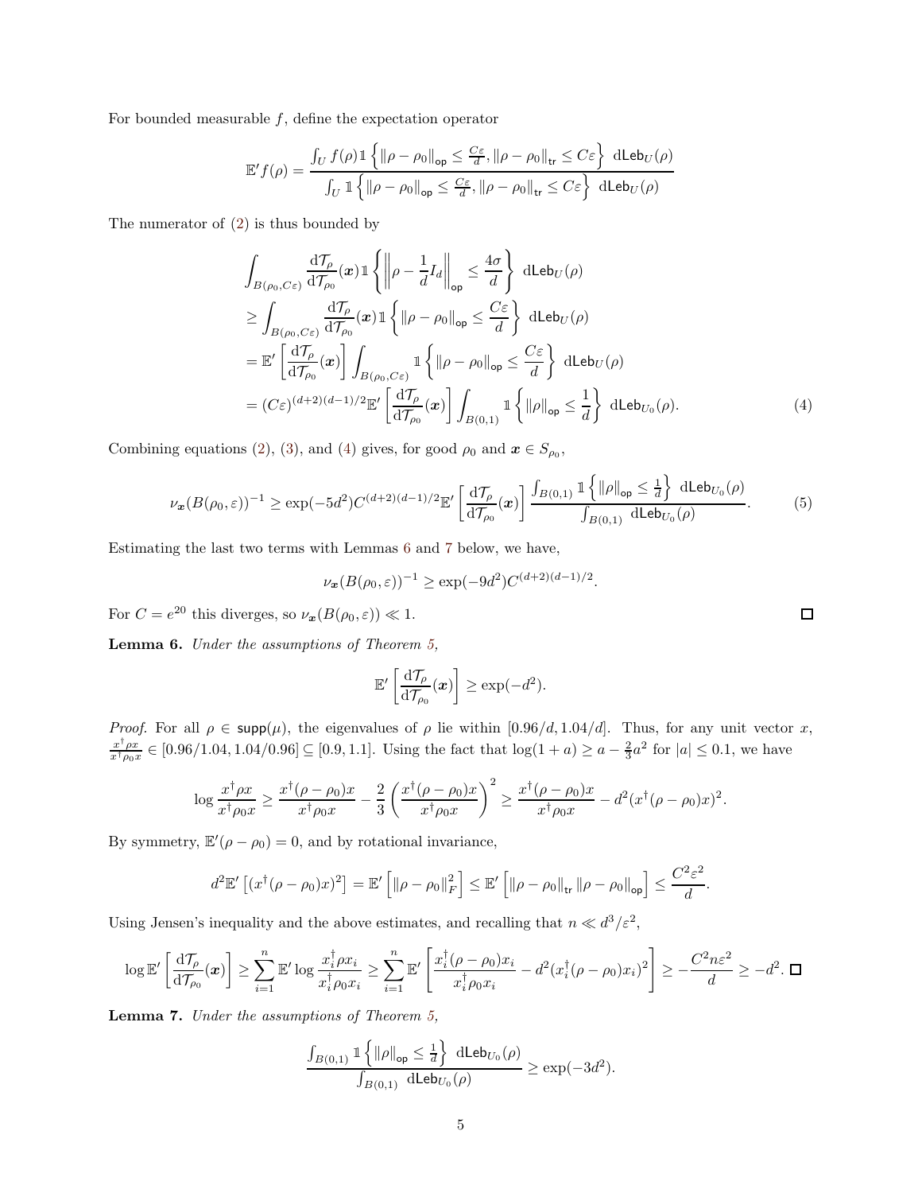For bounded measurable $f$, define the expectation operator

$$\mathbb{E}' f(\rho) = \frac{\int_U f(\rho) \mathbb{1}\left\{\|\rho - \rho_0\|_{\mathsf{op}} \le \frac{C\varepsilon}{d}, \|\rho - \rho_0\|_{\mathsf{tr}} \le C\varepsilon\right\} \, \mathrm{d}\mathsf{Leb}_U(\rho)}{\int_U \mathbb{1}\left\{\|\rho - \rho_0\|_{\mathsf{op}} \le \frac{C\varepsilon}{d}, \|\rho - \rho_0\|_{\mathsf{tr}} \le C\varepsilon\right\} \, \mathrm{d}\mathsf{Leb}_U(\rho)}$$

The numerator of (2) is thus bounded by

$$\begin{aligned}
&\int_{B(\rho_0, C\varepsilon)} \frac{\mathrm{d}\mathcal{T}_\rho}{\mathrm{d}\mathcal{T}_{\rho_0}}(\boldsymbol{x}) \mathbb{1}\left\{\left\|\rho - \frac{1}{d} I_d\right\|_{\mathsf{op}} \le \frac{4\sigma}{d}\right\} \, \mathrm{d}\mathsf{Leb}_U(\rho) \\
&\ge \int_{B(\rho_0, C\varepsilon)} \frac{\mathrm{d}\mathcal{T}_\rho}{\mathrm{d}\mathcal{T}_{\rho_0}}(\boldsymbol{x}) \mathbb{1}\left\{\|\rho - \rho_0\|_{\mathsf{op}} \le \frac{C\varepsilon}{d}\right\} \, \mathrm{d}\mathsf{Leb}_U(\rho) \\
&= \mathbb{E}'\left[\frac{\mathrm{d}\mathcal{T}_\rho}{\mathrm{d}\mathcal{T}_{\rho_0}}(\boldsymbol{x})\right] \int_{B(\rho_0, C\varepsilon)} \mathbb{1}\left\{\|\rho - \rho_0\|_{\mathsf{op}} \le \frac{C\varepsilon}{d}\right\} \, \mathrm{d}\mathsf{Leb}_U(\rho) \\
&= (C\varepsilon)^{(d+2)(d-1)/2} \mathbb{E}'\left[\frac{\mathrm{d}\mathcal{T}_\rho}{\mathrm{d}\mathcal{T}_{\rho_0}}(\boldsymbol{x})\right] \int_{B(0,1)} \mathbb{1}\left\{\|\rho\|_{\mathsf{op}} \le \frac{1}{d}\right\} \, \mathrm{d}\mathsf{Leb}_{U_0}(\rho). \qquad (4)
\end{aligned}$$

Combining equations (2), (3), and (4) gives, for good $\rho_0$ and $\boldsymbol{x} \in S_{\rho_0}$,

$$\nu_{\boldsymbol{x}}(B(\rho_0, \varepsilon))^{-1} \ge \exp(-5d^2) C^{(d+2)(d-1)/2} \mathbb{E}'\left[\frac{\mathrm{d}\mathcal{T}_\rho}{\mathrm{d}\mathcal{T}_{\rho_0}}(\boldsymbol{x})\right] \frac{\int_{B(0,1)} \mathbb{1}\left\{\|\rho\|_{\mathsf{op}} \le \frac{1}{d}\right\} \, \mathrm{d}\mathsf{Leb}_{U_0}(\rho)}{\int_{B(0,1)} \, \mathrm{d}\mathsf{Leb}_{U_0}(\rho)}. \qquad (5)$$

Estimating the last two terms with Lemmas 6 and 7 below, we have,

$$\nu_{\boldsymbol{x}}(B(\rho_0, \varepsilon))^{-1} \ge \exp(-9d^2) C^{(d+2)(d-1)/2}.$$

For $C = e^{20}$ this diverges, so $\nu_{\boldsymbol{x}}(B(\rho_0, \varepsilon)) \ll 1$. ◻

**Lemma 6.** *Under the assumptions of Theorem 5,*

$$\mathbb{E}'\left[\frac{\mathrm{d}\mathcal{T}_\rho}{\mathrm{d}\mathcal{T}_{\rho_0}}(\boldsymbol{x})\right] \ge \exp(-d^2).$$

*Proof.* For all $\rho \in \mathsf{supp}(\mu)$, the eigenvalues of $\rho$ lie within $[0.96/d, 1.04/d]$. Thus, for any unit vector $x$, $\frac{x^\dagger \rho x}{x^\dagger \rho_0 x} \in [0.96/1.04, 1.04/0.96] \subseteq [0.9, 1.1]$. Using the fact that $\log(1+a) \ge a - \frac{2}{3}a^2$ for $|a| \le 0.1$, we have

$$\log \frac{x^\dagger \rho x}{x^\dagger \rho_0 x} \ge \frac{x^\dagger(\rho - \rho_0)x}{x^\dagger \rho_0 x} - \frac{2}{3}\left(\frac{x^\dagger(\rho - \rho_0)x}{x^\dagger \rho_0 x}\right)^2 \ge \frac{x^\dagger(\rho - \rho_0)x}{x^\dagger \rho_0 x} - d^2(x^\dagger(\rho - \rho_0)x)^2.$$

By symmetry, $\mathbb{E}'(\rho - \rho_0) = 0$, and by rotational invariance,

$$d^2 \mathbb{E}'\left[(x^\dagger(\rho - \rho_0)x)^2\right] = \mathbb{E}'\left[\|\rho - \rho_0\|_F^2\right] \le \mathbb{E}'\left[\|\rho - \rho_0\|_{\mathsf{tr}} \|\rho - \rho_0\|_{\mathsf{op}}\right] \le \frac{C^2\varepsilon^2}{d}.$$

Using Jensen's inequality and the above estimates, and recalling that $n \ll d^3/\varepsilon^2$,

$$\log \mathbb{E}'\left[\frac{\mathrm{d}\mathcal{T}_\rho}{\mathrm{d}\mathcal{T}_{\rho_0}}(\boldsymbol{x})\right] \ge \sum_{i=1}^n \mathbb{E}' \log \frac{x_i^\dagger \rho x_i}{x_i^\dagger \rho_0 x_i} \ge \sum_{i=1}^n \mathbb{E}'\left[\frac{x_i^\dagger(\rho - \rho_0)x_i}{x_i^\dagger \rho_0 x_i} - d^2(x_i^\dagger(\rho - \rho_0)x_i)^2\right] \ge -\frac{C^2 n\varepsilon^2}{d} \ge -d^2. \;◻$$

**Lemma 7.** *Under the assumptions of Theorem 5,*

$$\frac{\int_{B(0,1)} \mathbb{1}\left\{\|\rho\|_{\mathsf{op}} \le \frac{1}{d}\right\} \, \mathrm{d}\mathsf{Leb}_{U_0}(\rho)}{\int_{B(0,1)} \, \mathrm{d}\mathsf{Leb}_{U_0}(\rho)} \ge \exp(-3d^2).$$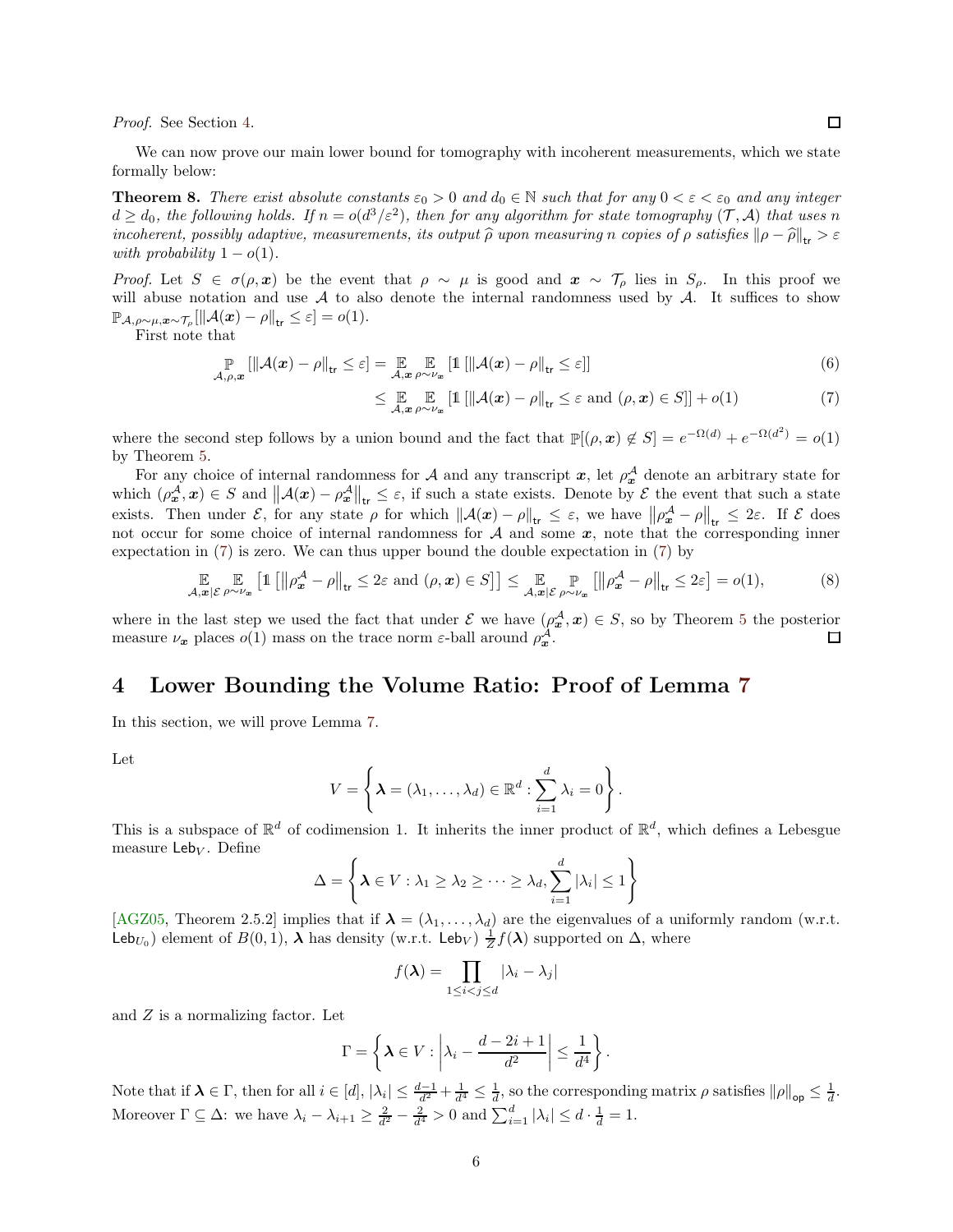*Proof.* See Section 4. ∎

We can now prove our main lower bound for tomography with incoherent measurements, which we state formally below:

**Theorem 8.** *There exist absolute constants $\varepsilon_0 > 0$ and $d_0 \in \mathbb{N}$ such that for any $0 < \varepsilon < \varepsilon_0$ and any integer $d \geq d_0$, the following holds. If $n = o(d^3/\varepsilon^2)$, then for any algorithm for state tomography $(\mathcal{T}, \mathcal{A})$ that uses $n$ incoherent, possibly adaptive, measurements, its output $\widehat{\rho}$ upon measuring $n$ copies of $\rho$ satisfies $\|\rho - \widehat{\rho}\|_{\mathsf{tr}} > \varepsilon$ with probability $1 - o(1)$.*

*Proof.* Let $S \in \sigma(\rho, \boldsymbol{x})$ be the event that $\rho \sim \mu$ is good and $\boldsymbol{x} \sim \mathcal{T}_\rho$ lies in $S_\rho$. In this proof we will abuse notation and use $\mathcal{A}$ to also denote the internal randomness used by $\mathcal{A}$. It suffices to show $\mathbb{P}_{\mathcal{A}, \rho \sim \mu, \boldsymbol{x} \sim \mathcal{T}_\rho}[\|\mathcal{A}(\boldsymbol{x}) - \rho\|_{\mathsf{tr}} \leq \varepsilon] = o(1)$.

First note that

$$\mathop{\mathbb{P}}_{\mathcal{A}, \rho, \boldsymbol{x}}[\|\mathcal{A}(\boldsymbol{x}) - \rho\|_{\mathsf{tr}} \leq \varepsilon] = \mathop{\mathbb{E}}_{\mathcal{A}, \boldsymbol{x}} \mathop{\mathbb{E}}_{\rho \sim \nu_{\boldsymbol{x}}} [\mathbb{1}[\|\mathcal{A}(\boldsymbol{x}) - \rho\|_{\mathsf{tr}} \leq \varepsilon]] \tag{6}$$

$$\leq \mathop{\mathbb{E}}_{\mathcal{A}, \boldsymbol{x}} \mathop{\mathbb{E}}_{\rho \sim \nu_{\boldsymbol{x}}} [\mathbb{1}[\|\mathcal{A}(\boldsymbol{x}) - \rho\|_{\mathsf{tr}} \leq \varepsilon \text{ and } (\rho, \boldsymbol{x}) \in S]] + o(1) \tag{7}$$

where the second step follows by a union bound and the fact that $\mathbb{P}[(\rho, \boldsymbol{x}) \notin S] = e^{-\Omega(d)} + e^{-\Omega(d^2)} = o(1)$ by Theorem 5.

For any choice of internal randomness for $\mathcal{A}$ and any transcript $\boldsymbol{x}$, let $\rho^{\mathcal{A}}_{\boldsymbol{x}}$ denote an arbitrary state for which $(\rho^{\mathcal{A}}_{\boldsymbol{x}}, \boldsymbol{x}) \in S$ and $\|\mathcal{A}(\boldsymbol{x}) - \rho^{\mathcal{A}}_{\boldsymbol{x}}\|_{\mathsf{tr}} \leq \varepsilon$, if such a state exists. Denote by $\mathcal{E}$ the event that such a state exists. Then under $\mathcal{E}$, for any state $\rho$ for which $\|\mathcal{A}(\boldsymbol{x}) - \rho\|_{\mathsf{tr}} \leq \varepsilon$, we have $\|\rho^{\mathcal{A}}_{\boldsymbol{x}} - \rho\|_{\mathsf{tr}} \leq 2\varepsilon$. If $\mathcal{E}$ does not occur for some choice of internal randomness for $\mathcal{A}$ and some $\boldsymbol{x}$, note that the corresponding inner expectation in (7) is zero. We can thus upper bound the double expectation in (7) by

$$\mathop{\mathbb{E}}_{\mathcal{A}, \boldsymbol{x} | \mathcal{E}} \mathop{\mathbb{E}}_{\rho \sim \nu_{\boldsymbol{x}}} \left[\mathbb{1}\left[\|\rho^{\mathcal{A}}_{\boldsymbol{x}} - \rho\|_{\mathsf{tr}} \leq 2\varepsilon \text{ and } (\rho, \boldsymbol{x}) \in S\right]\right] \leq \mathop{\mathbb{E}}_{\mathcal{A}, \boldsymbol{x} | \mathcal{E}} \mathop{\mathbb{P}}_{\rho \sim \nu_{\boldsymbol{x}}} \left[\|\rho^{\mathcal{A}}_{\boldsymbol{x}} - \rho\|_{\mathsf{tr}} \leq 2\varepsilon\right] = o(1), \tag{8}$$

where in the last step we used the fact that under $\mathcal{E}$ we have $(\rho^{\mathcal{A}}_{\boldsymbol{x}}, \boldsymbol{x}) \in S$, so by Theorem 5 the posterior measure $\nu_{\boldsymbol{x}}$ places $o(1)$ mass on the trace norm $\varepsilon$-ball around $\rho^{\mathcal{A}}_{\boldsymbol{x}}$. ∎

# 4 Lower Bounding the Volume Ratio: Proof of Lemma 7

In this section, we will prove Lemma 7.

Let

$$V = \left\{ \boldsymbol{\lambda} = (\lambda_1, \ldots, \lambda_d) \in \mathbb{R}^d : \sum_{i=1}^d \lambda_i = 0 \right\}.$$

This is a subspace of $\mathbb{R}^d$ of codimension 1. It inherits the inner product of $\mathbb{R}^d$, which defines a Lebesgue measure $\mathsf{Leb}_V$. Define

$$\Delta = \left\{ \boldsymbol{\lambda} \in V : \lambda_1 \geq \lambda_2 \geq \cdots \geq \lambda_d, \sum_{i=1}^d |\lambda_i| \leq 1 \right\}$$

[AGZ05, Theorem 2.5.2] implies that if $\boldsymbol{\lambda} = (\lambda_1, \ldots, \lambda_d)$ are the eigenvalues of a uniformly random (w.r.t. $\mathsf{Leb}_{U_0}$) element of $B(0,1)$, $\boldsymbol{\lambda}$ has density (w.r.t. $\mathsf{Leb}_V$) $\frac{1}{Z} f(\boldsymbol{\lambda})$ supported on $\Delta$, where

$$f(\boldsymbol{\lambda}) = \prod_{1 \leq i < j \leq d} |\lambda_i - \lambda_j|$$

and $Z$ is a normalizing factor. Let

$$\Gamma = \left\{ \boldsymbol{\lambda} \in V : \left| \lambda_i - \frac{d - 2i + 1}{d^2} \right| \leq \frac{1}{d^4} \right\}.$$

Note that if $\boldsymbol{\lambda} \in \Gamma$, then for all $i \in [d]$, $|\lambda_i| \leq \frac{d-1}{d^2} + \frac{1}{d^4} \leq \frac{1}{d}$, so the corresponding matrix $\rho$ satisfies $\|\rho\|_{\mathsf{op}} \leq \frac{1}{d}$. Moreover $\Gamma \subseteq \Delta$: we have $\lambda_i - \lambda_{i+1} \geq \frac{2}{d^2} - \frac{2}{d^4} > 0$ and $\sum_{i=1}^d |\lambda_i| \leq d \cdot \frac{1}{d} = 1$.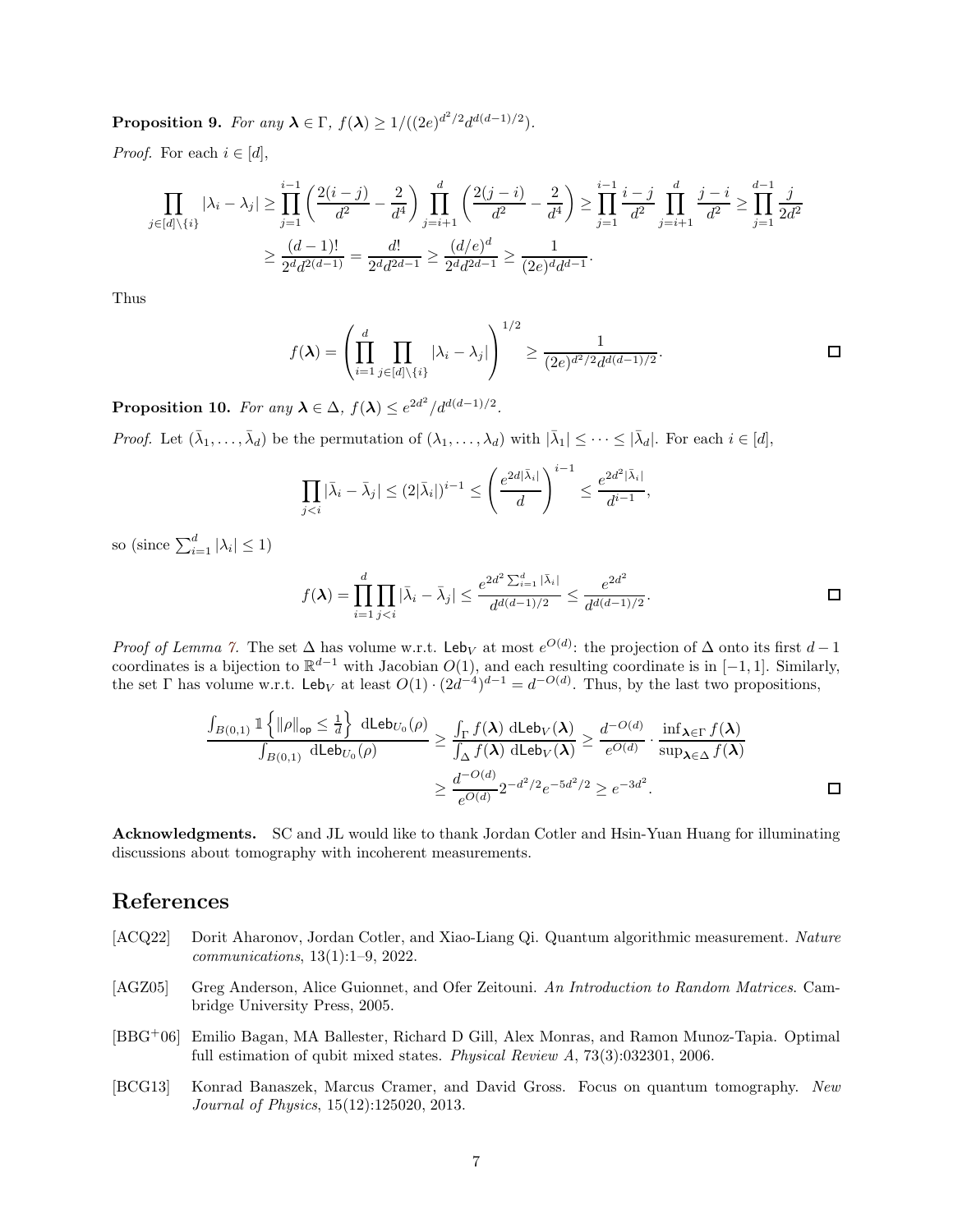**Proposition 9.** *For any $\boldsymbol{\lambda} \in \Gamma$, $f(\boldsymbol{\lambda}) \geq 1/((2e)^{d^2/2} d^{d(d-1)/2})$.*

*Proof.* For each $i \in [d]$,

$$\prod_{j \in [d] \setminus \{i\}} |\lambda_i - \lambda_j| \geq \prod_{j=1}^{i-1} \left( \frac{2(i-j)}{d^2} - \frac{2}{d^4} \right) \prod_{j=i+1}^{d} \left( \frac{2(j-i)}{d^2} - \frac{2}{d^4} \right) \geq \prod_{j=1}^{i-1} \frac{i-j}{d^2} \prod_{j=i+1}^{d} \frac{j-i}{d^2} \geq \prod_{j=1}^{d-1} \frac{j}{2d^2}$$
$$\geq \frac{(d-1)!}{2^d d^{2(d-1)}} = \frac{d!}{2^d d^{2d-1}} \geq \frac{(d/e)^d}{2^d d^{2d-1}} \geq \frac{1}{(2e)^d d^{d-1}}.$$

Thus

$$f(\boldsymbol{\lambda}) = \left( \prod_{i=1}^{d} \prod_{j \in [d] \setminus \{i\}} |\lambda_i - \lambda_j| \right)^{1/2} \geq \frac{1}{(2e)^{d^2/2} d^{d(d-1)/2}}.$$

$\square$

**Proposition 10.** *For any $\boldsymbol{\lambda} \in \Delta$, $f(\boldsymbol{\lambda}) \leq e^{2d^2}/d^{d(d-1)/2}$.*

*Proof.* Let $(\bar{\lambda}_1, \ldots, \bar{\lambda}_d)$ be the permutation of $(\lambda_1, \ldots, \lambda_d)$ with $|\bar{\lambda}_1| \leq \cdots \leq |\bar{\lambda}_d|$. For each $i \in [d]$,

$$\prod_{j<i} |\bar{\lambda}_i - \bar{\lambda}_j| \leq (2|\bar{\lambda}_i|)^{i-1} \leq \left( \frac{e^{2d|\bar{\lambda}_i|}}{d} \right)^{i-1} \leq \frac{e^{2d^2 |\bar{\lambda}_i|}}{d^{i-1}},$$

so (since $\sum_{i=1}^{d} |\lambda_i| \leq 1$)

$$f(\boldsymbol{\lambda}) = \prod_{i=1}^{d} \prod_{j<i} |\bar{\lambda}_i - \bar{\lambda}_j| \leq \frac{e^{2d^2 \sum_{i=1}^{d} |\bar{\lambda}_i|}}{d^{d(d-1)/2}} \leq \frac{e^{2d^2}}{d^{d(d-1)/2}}.$$

$\square$

*Proof of Lemma 7.* The set $\Delta$ has volume w.r.t. $\mathsf{Leb}_V$ at most $e^{O(d)}$: the projection of $\Delta$ onto its first $d-1$ coordinates is a bijection to $\mathbb{R}^{d-1}$ with Jacobian $O(1)$, and each resulting coordinate is in $[-1, 1]$. Similarly, the set $\Gamma$ has volume w.r.t. $\mathsf{Leb}_V$ at least $O(1) \cdot (2d^{-4})^{d-1} = d^{-O(d)}$. Thus, by the last two propositions,

$$\frac{\int_{B(0,1)} \mathbb{1}\left\{ \|\rho\|_{\mathsf{op}} \leq \frac{1}{d} \right\} \, \mathrm{d}\mathsf{Leb}_{U_0}(\rho)}{\int_{B(0,1)} \, \mathrm{d}\mathsf{Leb}_{U_0}(\rho)} \geq \frac{\int_\Gamma f(\boldsymbol{\lambda}) \, \mathrm{d}\mathsf{Leb}_V(\boldsymbol{\lambda})}{\int_\Delta f(\boldsymbol{\lambda}) \, \mathrm{d}\mathsf{Leb}_V(\boldsymbol{\lambda})} \geq \frac{d^{-O(d)}}{e^{O(d)}} \cdot \frac{\inf_{\boldsymbol{\lambda} \in \Gamma} f(\boldsymbol{\lambda})}{\sup_{\boldsymbol{\lambda} \in \Delta} f(\boldsymbol{\lambda})}$$
$$\geq \frac{d^{-O(d)}}{e^{O(d)}} 2^{-d^2/2} e^{-5d^2/2} \geq e^{-3d^2}.$$

$\square$

**Acknowledgments.** SC and JL would like to thank Jordan Cotler and Hsin-Yuan Huang for illuminating discussions about tomography with incoherent measurements.

# References

[ACQ22] Dorit Aharonov, Jordan Cotler, and Xiao-Liang Qi. Quantum algorithmic measurement. *Nature communications*, 13(1):1–9, 2022.

[AGZ05] Greg Anderson, Alice Guionnet, and Ofer Zeitouni. *An Introduction to Random Matrices*. Cambridge University Press, 2005.

[BBG+06] Emilio Bagan, MA Ballester, Richard D Gill, Alex Monras, and Ramon Munoz-Tapia. Optimal full estimation of qubit mixed states. *Physical Review A*, 73(3):032301, 2006.

[BCG13] Konrad Banaszek, Marcus Cramer, and David Gross. Focus on quantum tomography. *New Journal of Physics*, 15(12):125020, 2013.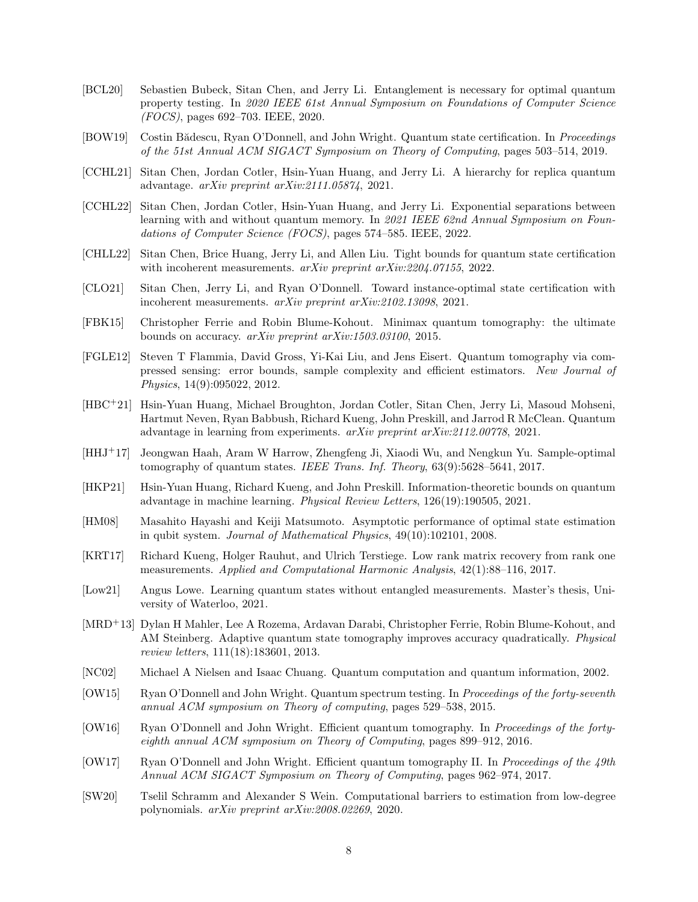[BCL20] Sebastien Bubeck, Sitan Chen, and Jerry Li. Entanglement is necessary for optimal quantum property testing. In *2020 IEEE 61st Annual Symposium on Foundations of Computer Science (FOCS)*, pages 692–703. IEEE, 2020.

[BOW19] Costin Bădescu, Ryan O'Donnell, and John Wright. Quantum state certification. In *Proceedings of the 51st Annual ACM SIGACT Symposium on Theory of Computing*, pages 503–514, 2019.

[CCHL21] Sitan Chen, Jordan Cotler, Hsin-Yuan Huang, and Jerry Li. A hierarchy for replica quantum advantage. *arXiv preprint arXiv:2111.05874*, 2021.

[CCHL22] Sitan Chen, Jordan Cotler, Hsin-Yuan Huang, and Jerry Li. Exponential separations between learning with and without quantum memory. In *2021 IEEE 62nd Annual Symposium on Foundations of Computer Science (FOCS)*, pages 574–585. IEEE, 2022.

[CHLL22] Sitan Chen, Brice Huang, Jerry Li, and Allen Liu. Tight bounds for quantum state certification with incoherent measurements. *arXiv preprint arXiv:2204.07155*, 2022.

[CLO21] Sitan Chen, Jerry Li, and Ryan O'Donnell. Toward instance-optimal state certification with incoherent measurements. *arXiv preprint arXiv:2102.13098*, 2021.

[FBK15] Christopher Ferrie and Robin Blume-Kohout. Minimax quantum tomography: the ultimate bounds on accuracy. *arXiv preprint arXiv:1503.03100*, 2015.

[FGLE12] Steven T Flammia, David Gross, Yi-Kai Liu, and Jens Eisert. Quantum tomography via compressed sensing: error bounds, sample complexity and efficient estimators. *New Journal of Physics*, 14(9):095022, 2012.

[HBC+21] Hsin-Yuan Huang, Michael Broughton, Jordan Cotler, Sitan Chen, Jerry Li, Masoud Mohseni, Hartmut Neven, Ryan Babbush, Richard Kueng, John Preskill, and Jarrod R McClean. Quantum advantage in learning from experiments. *arXiv preprint arXiv:2112.00778*, 2021.

[HHJ+17] Jeongwan Haah, Aram W Harrow, Zhengfeng Ji, Xiaodi Wu, and Nengkun Yu. Sample-optimal tomography of quantum states. *IEEE Trans. Inf. Theory*, 63(9):5628–5641, 2017.

[HKP21] Hsin-Yuan Huang, Richard Kueng, and John Preskill. Information-theoretic bounds on quantum advantage in machine learning. *Physical Review Letters*, 126(19):190505, 2021.

[HM08] Masahito Hayashi and Keiji Matsumoto. Asymptotic performance of optimal state estimation in qubit system. *Journal of Mathematical Physics*, 49(10):102101, 2008.

[KRT17] Richard Kueng, Holger Rauhut, and Ulrich Terstiege. Low rank matrix recovery from rank one measurements. *Applied and Computational Harmonic Analysis*, 42(1):88–116, 2017.

[Low21] Angus Lowe. Learning quantum states without entangled measurements. Master's thesis, University of Waterloo, 2021.

[MRD+13] Dylan H Mahler, Lee A Rozema, Ardavan Darabi, Christopher Ferrie, Robin Blume-Kohout, and AM Steinberg. Adaptive quantum state tomography improves accuracy quadratically. *Physical review letters*, 111(18):183601, 2013.

[NC02] Michael A Nielsen and Isaac Chuang. Quantum computation and quantum information, 2002.

[OW15] Ryan O'Donnell and John Wright. Quantum spectrum testing. In *Proceedings of the forty-seventh annual ACM symposium on Theory of computing*, pages 529–538, 2015.

[OW16] Ryan O'Donnell and John Wright. Efficient quantum tomography. In *Proceedings of the forty-eighth annual ACM symposium on Theory of Computing*, pages 899–912, 2016.

[OW17] Ryan O'Donnell and John Wright. Efficient quantum tomography II. In *Proceedings of the 49th Annual ACM SIGACT Symposium on Theory of Computing*, pages 962–974, 2017.

[SW20] Tselil Schramm and Alexander S Wein. Computational barriers to estimation from low-degree polynomials. *arXiv preprint arXiv:2008.02269*, 2020.